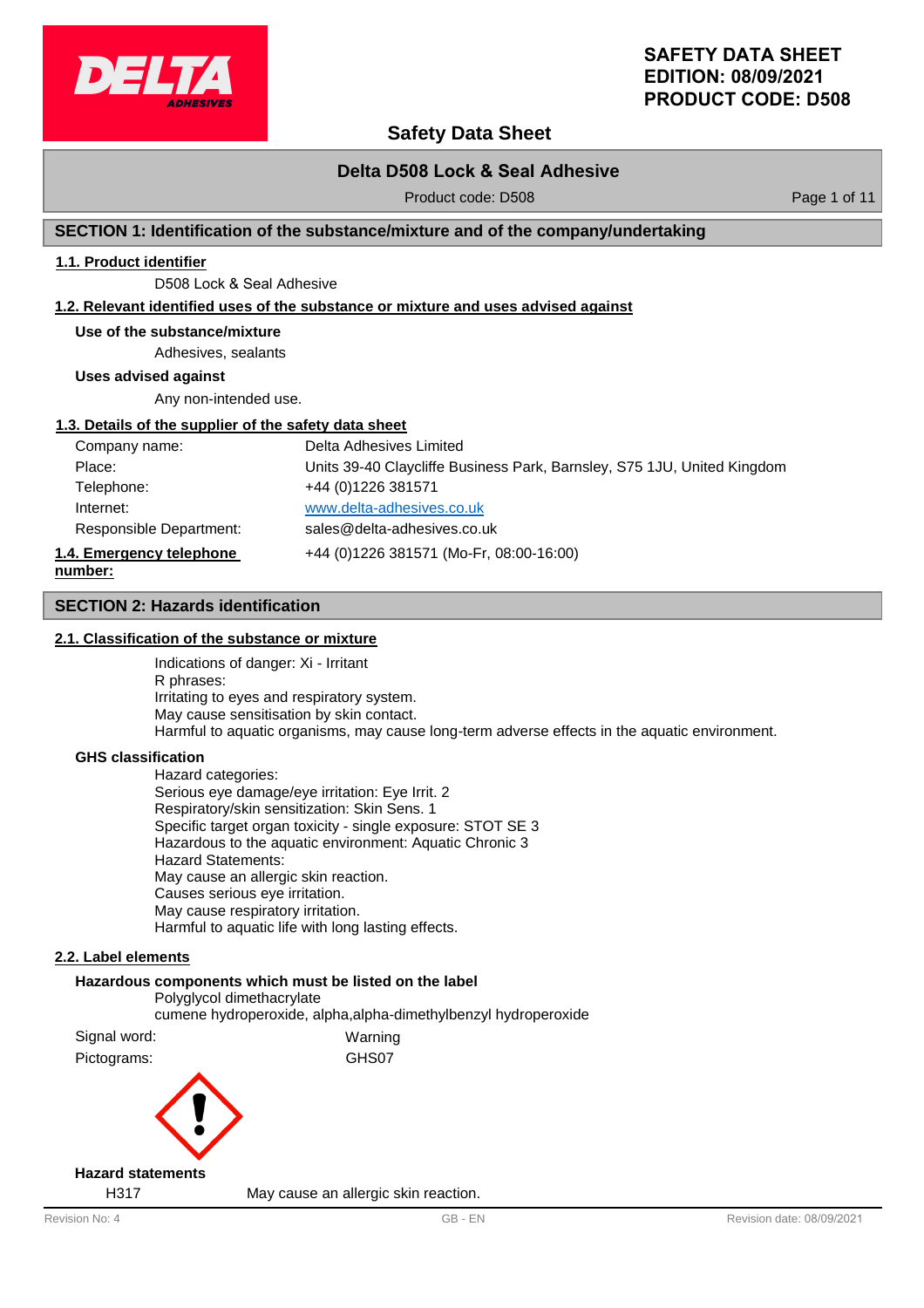# SAFETY DATA SHEET
# EDITION: 08/09/2021
# PRODUCT CODE: D508

## Safety Data Sheet

### Delta D508 Lock & Seal Adhesive

Product code: D508

## SECTION 1: Identification of the substance/mixture and of the company/undertaking

### 1.1. Product identifier

D508 Lock & Seal Adhesive

### 1.2. Relevant identified uses of the substance or mixture and uses advised against

**Use of the substance/mixture**

Adhesives, sealants

**Uses advised against**

Any non-intended use.

### 1.3. Details of the supplier of the safety data sheet

| | |
|---|---|
| Company name: | Delta Adhesives Limited |
| Place: | Units 39-40 Claycliffe Business Park, Barnsley, S75 1JU, United Kingdom |
| Telephone: | +44 (0)1226 381571 |
| Internet: | www.delta-adhesives.co.uk |
| Responsible Department: | sales@delta-adhesives.co.uk |

### 1.4. Emergency telephone number:

+44 (0)1226 381571 (Mo-Fr, 08:00-16:00)

## SECTION 2: Hazards identification

### 2.1. Classification of the substance or mixture

Indications of danger: Xi - Irritant
R phrases:
Irritating to eyes and respiratory system.
May cause sensitisation by skin contact.
Harmful to aquatic organisms, may cause long-term adverse effects in the aquatic environment.

**GHS classification**

Hazard categories:
Serious eye damage/eye irritation: Eye Irrit. 2
Respiratory/skin sensitization: Skin Sens. 1
Specific target organ toxicity - single exposure: STOT SE 3
Hazardous to the aquatic environment: Aquatic Chronic 3
Hazard Statements:
May cause an allergic skin reaction.
Causes serious eye irritation.
May cause respiratory irritation.
Harmful to aquatic life with long lasting effects.

### 2.2. Label elements

**Hazardous components which must be listed on the label**

Polyglycol dimethacrylate
cumene hydroperoxide, alpha,alpha-dimethylbenzyl hydroperoxide

| | |
|---|---|
| Signal word: | Warning |
| Pictograms: | GHS07 |

**Hazard statements**

| | |
|---|---|
| H317 | May cause an allergic skin reaction. |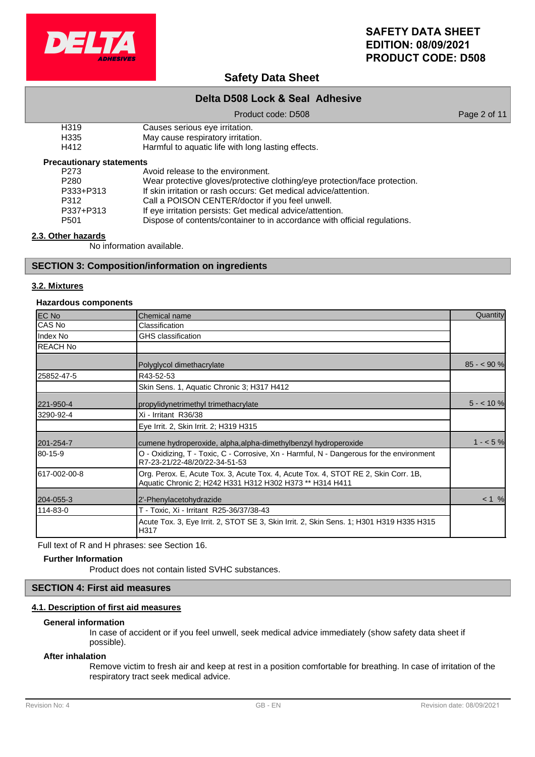| | |
|---|---|
| H319 | Causes serious eye irritation. |
| H335 | May cause respiratory irritation. |
| H412 | Harmful to aquatic life with long lasting effects. |

**Precautionary statements**

| | |
|---|---|
| P273 | Avoid release to the environment. |
| P280 | Wear protective gloves/protective clothing/eye protection/face protection. |
| P333+P313 | If skin irritation or rash occurs: Get medical advice/attention. |
| P312 | Call a POISON CENTER/doctor if you feel unwell. |
| P337+P313 | If eye irritation persists: Get medical advice/attention. |
| P501 | Dispose of contents/container to in accordance with official regulations. |

### 2.3. Other hazards

No information available.

## SECTION 3: Composition/information on ingredients

### 3.2. Mixtures

**Hazardous components**

| EC No | Chemical name | Quantity |
|---|---|---|
| CAS No | Classification | |
| Index No | GHS classification | |
| REACH No | | |
| | Polyglycol dimethacrylate | 85 - < 90 % |
| 25852-47-5 | R43-52-53 | |
| | Skin Sens. 1, Aquatic Chronic 3; H317 H412 | |
| 221-950-4 | propylidynetrimethyl trimethacrylate | 5 - < 10 % |
| 3290-92-4 | Xi - Irritant R36/38 | |
| | Eye Irrit. 2, Skin Irrit. 2; H319 H315 | |
| 201-254-7 | cumene hydroperoxide, alpha,alpha-dimethylbenzyl hydroperoxide | 1 - < 5 % |
| 80-15-9 | O - Oxidizing, T - Toxic, C - Corrosive, Xn - Harmful, N - Dangerous for the environment R7-23-21/22-48/20/22-34-51-53 | |
| 617-002-00-8 | Org. Perox. E, Acute Tox. 3, Acute Tox. 4, Acute Tox. 4, STOT RE 2, Skin Corr. 1B, Aquatic Chronic 2; H242 H331 H302 H373 ** H314 H411 | |
| 204-055-3 | 2'-Phenylacetohydrazide | < 1 % |
| 114-83-0 | T - Toxic, Xi - Irritant R25-36/37/38-43 | |
| | Acute Tox. 3, Eye Irrit. 2, STOT SE 3, Skin Irrit. 2, Skin Sens. 1; H301 H319 H335 H315 H317 | |

Full text of R and H phrases: see Section 16.

**Further Information**

Product does not contain listed SVHC substances.

## SECTION 4: First aid measures

### 4.1. Description of first aid measures

**General information**

In case of accident or if you feel unwell, seek medical advice immediately (show safety data sheet if possible).

**After inhalation**

Remove victim to fresh air and keep at rest in a position comfortable for breathing. In case of irritation of the respiratory tract seek medical advice.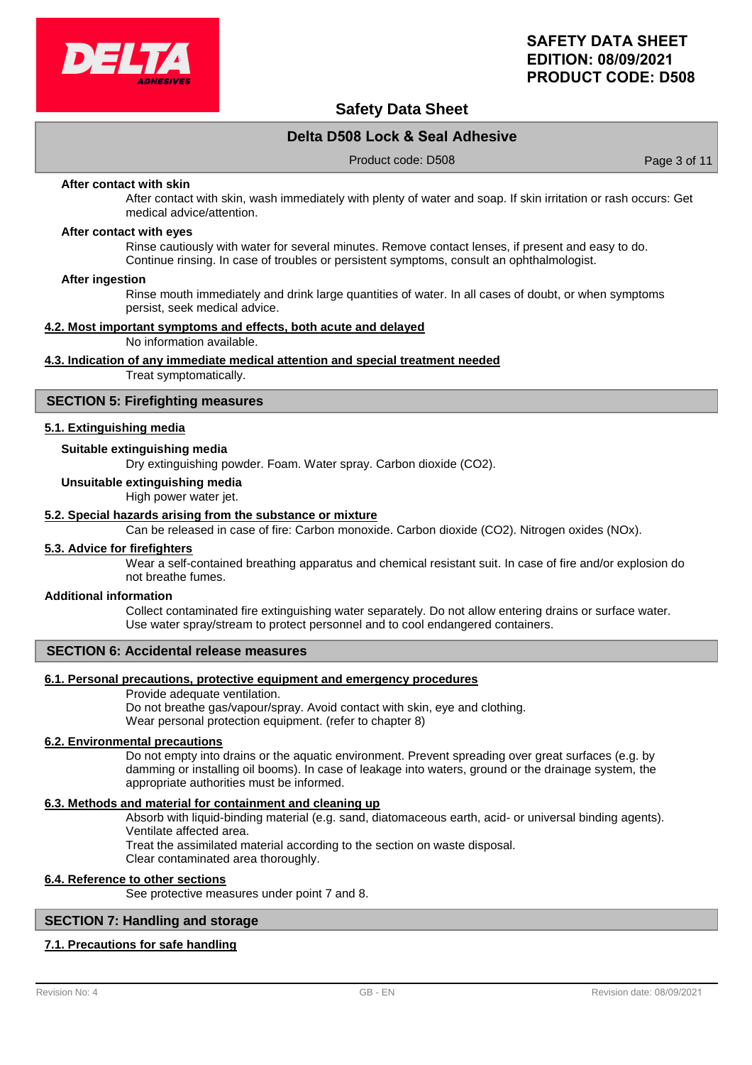**After contact with skin**

After contact with skin, wash immediately with plenty of water and soap. If skin irritation or rash occurs: Get medical advice/attention.

**After contact with eyes**

Rinse cautiously with water for several minutes. Remove contact lenses, if present and easy to do. Continue rinsing. In case of troubles or persistent symptoms, consult an ophthalmologist.

**After ingestion**

Rinse mouth immediately and drink large quantities of water. In all cases of doubt, or when symptoms persist, seek medical advice.

### 4.2. Most important symptoms and effects, both acute and delayed

No information available.

### 4.3. Indication of any immediate medical attention and special treatment needed

Treat symptomatically.

## SECTION 5: Firefighting measures

### 5.1. Extinguishing media

**Suitable extinguishing media**

Dry extinguishing powder. Foam. Water spray. Carbon dioxide ($CO_2$).

**Unsuitable extinguishing media**

High power water jet.

### 5.2. Special hazards arising from the substance or mixture

Can be released in case of fire: Carbon monoxide. Carbon dioxide ($CO_2$). Nitrogen oxides ($NO_x$).

### 5.3. Advice for firefighters

Wear a self-contained breathing apparatus and chemical resistant suit. In case of fire and/or explosion do not breathe fumes.

**Additional information**

Collect contaminated fire extinguishing water separately. Do not allow entering drains or surface water. Use water spray/stream to protect personnel and to cool endangered containers.

## SECTION 6: Accidental release measures

### 6.1. Personal precautions, protective equipment and emergency procedures

Provide adequate ventilation.
Do not breathe gas/vapour/spray. Avoid contact with skin, eye and clothing.
Wear personal protection equipment. (refer to chapter 8)

### 6.2. Environmental precautions

Do not empty into drains or the aquatic environment. Prevent spreading over great surfaces (e.g. by damming or installing oil booms). In case of leakage into waters, ground or the drainage system, the appropriate authorities must be informed.

### 6.3. Methods and material for containment and cleaning up

Absorb with liquid-binding material (e.g. sand, diatomaceous earth, acid- or universal binding agents).
Ventilate affected area.
Treat the assimilated material according to the section on waste disposal.
Clear contaminated area thoroughly.

### 6.4. Reference to other sections

See protective measures under point 7 and 8.

## SECTION 7: Handling and storage

### 7.1. Precautions for safe handling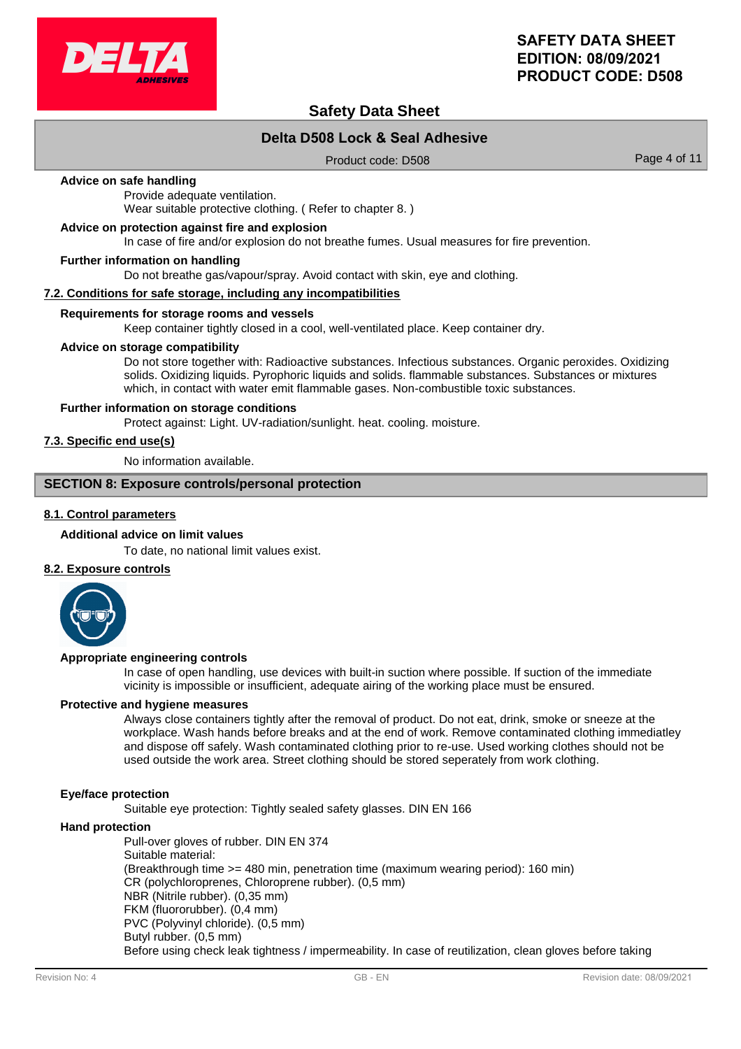**Advice on safe handling**

Provide adequate ventilation.
Wear suitable protective clothing. ( Refer to chapter 8. )

**Advice on protection against fire and explosion**

In case of fire and/or explosion do not breathe fumes. Usual measures for fire prevention.

**Further information on handling**

Do not breathe gas/vapour/spray. Avoid contact with skin, eye and clothing.

## 7.2. Conditions for safe storage, including any incompatibilities

**Requirements for storage rooms and vessels**

Keep container tightly closed in a cool, well-ventilated place. Keep container dry.

**Advice on storage compatibility**

Do not store together with: Radioactive substances. Infectious substances. Organic peroxides. Oxidizing solids. Oxidizing liquids. Pyrophoric liquids and solids. flammable substances. Substances or mixtures which, in contact with water emit flammable gases. Non-combustible toxic substances.

**Further information on storage conditions**

Protect against: Light. UV-radiation/sunlight. heat. cooling. moisture.

## 7.3. Specific end use(s)

No information available.

# SECTION 8: Exposure controls/personal protection

## 8.1. Control parameters

**Additional advice on limit values**

To date, no national limit values exist.

## 8.2. Exposure controls

**Appropriate engineering controls**

In case of open handling, use devices with built-in suction where possible. If suction of the immediate vicinity is impossible or insufficient, adequate airing of the working place must be ensured.

**Protective and hygiene measures**

Always close containers tightly after the removal of product. Do not eat, drink, smoke or sneeze at the workplace. Wash hands before breaks and at the end of work. Remove contaminated clothing immediatley and dispose off safely. Wash contaminated clothing prior to re-use. Used working clothes should not be used outside the work area. Street clothing should be stored seperately from work clothing.

**Eye/face protection**

Suitable eye protection: Tightly sealed safety glasses. DIN EN 166

**Hand protection**

Pull-over gloves of rubber. DIN EN 374
Suitable material:
(Breakthrough time >= 480 min, penetration time (maximum wearing period): 160 min)
CR (polychloroprenes, Chloroprene rubber). (0,5 mm)
NBR (Nitrile rubber). (0,35 mm)
FKM (fluororubber). (0,4 mm)
PVC (Polyvinyl chloride). (0,5 mm)
Butyl rubber. (0,5 mm)
Before using check leak tightness / impermeability. In case of reutilization, clean gloves before taking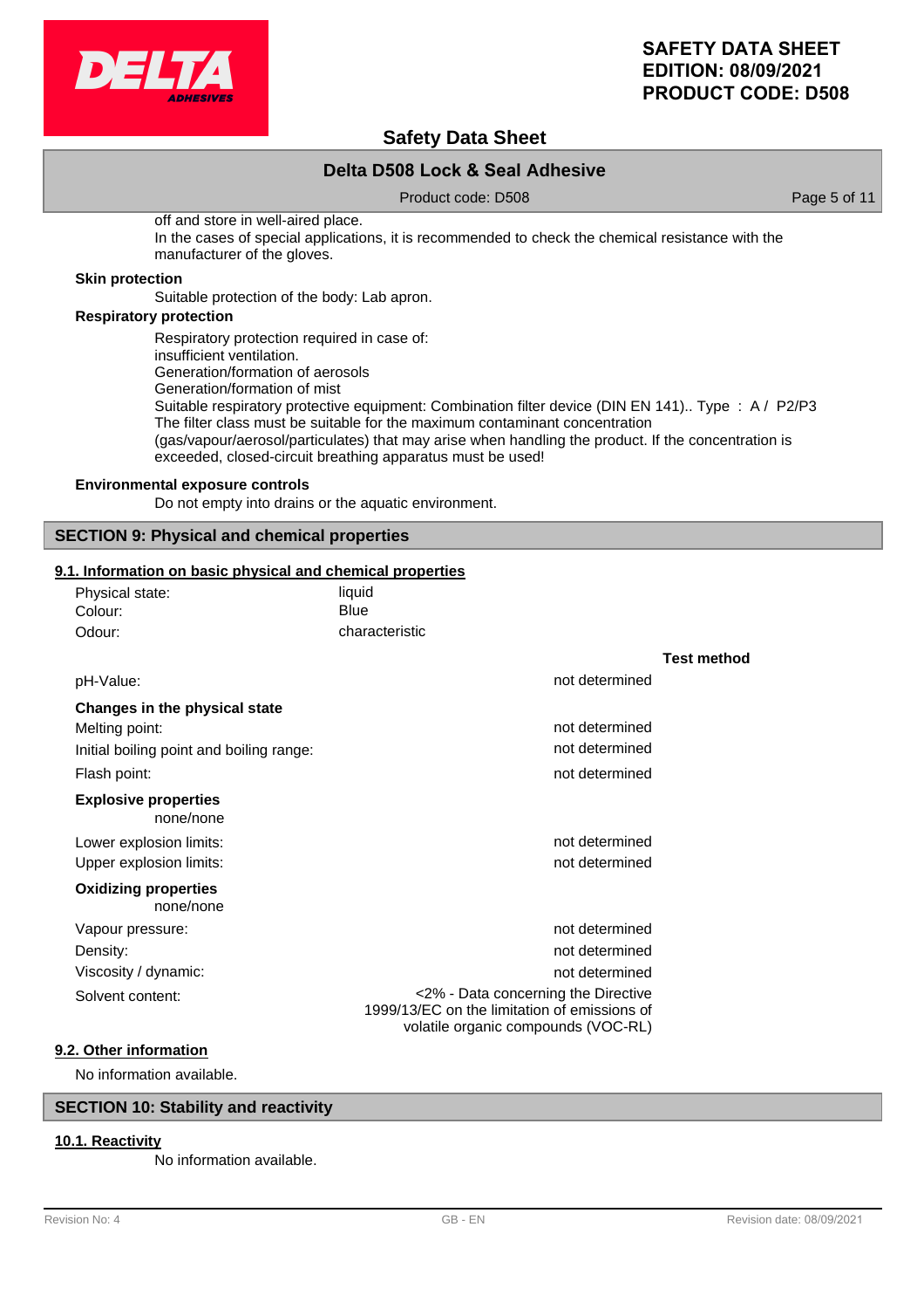off and store in well-aired place.
In the cases of special applications, it is recommended to check the chemical resistance with the manufacturer of the gloves.

**Skin protection**

Suitable protection of the body: Lab apron.

**Respiratory protection**

Respiratory protection required in case of:
insufficient ventilation.
Generation/formation of aerosols
Generation/formation of mist
Suitable respiratory protective equipment: Combination filter device (DIN EN 141).. Type : A / P2/P3
The filter class must be suitable for the maximum contaminant concentration (gas/vapour/aerosol/particulates) that may arise when handling the product. If the concentration is exceeded, closed-circuit breathing apparatus must be used!

**Environmental exposure controls**

Do not empty into drains or the aquatic environment.

## SECTION 9: Physical and chemical properties

### 9.1. Information on basic physical and chemical properties

| | |
|---|---|
| Physical state: | liquid |
| Colour: | Blue |
| Odour: | characteristic |

| | | Test method |
|---|---|---|
| pH-Value: | not determined | |
| **Changes in the physical state** | | |
| Melting point: | not determined | |
| Initial boiling point and boiling range: | not determined | |
| Flash point: | not determined | |
| **Explosive properties** | | |
| none/none | | |
| Lower explosion limits: | not determined | |
| Upper explosion limits: | not determined | |
| **Oxidizing properties** | | |
| none/none | | |
| Vapour pressure: | not determined | |
| Density: | not determined | |
| Viscosity / dynamic: | not determined | |
| Solvent content: | <2% - Data concerning the Directive 1999/13/EC on the limitation of emissions of volatile organic compounds (VOC-RL) | |

### 9.2. Other information

No information available.

## SECTION 10: Stability and reactivity

### 10.1. Reactivity

No information available.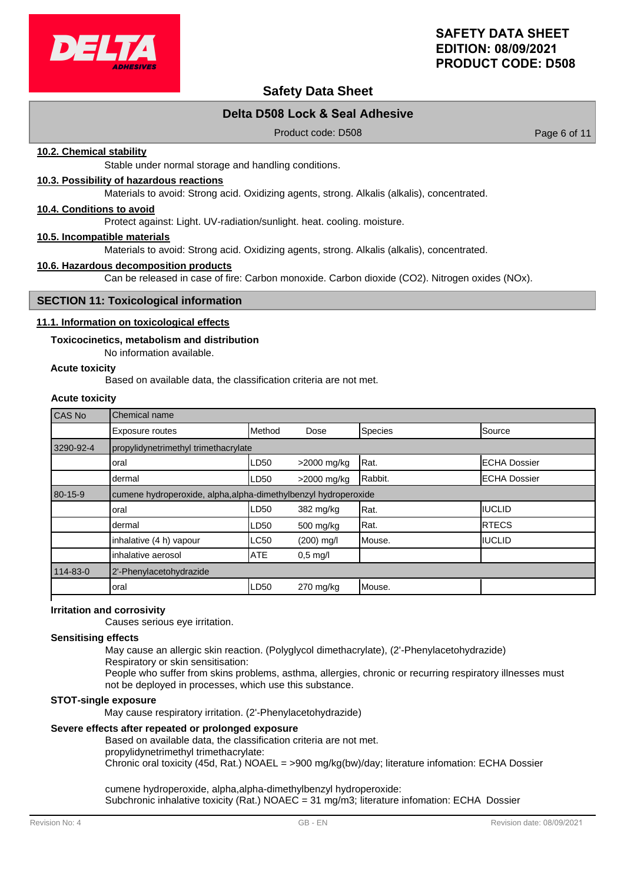### 10.2. Chemical stability

Stable under normal storage and handling conditions.

### 10.3. Possibility of hazardous reactions

Materials to avoid: Strong acid. Oxidizing agents, strong. Alkalis (alkalis), concentrated.

### 10.4. Conditions to avoid

Protect against: Light. UV-radiation/sunlight. heat. cooling. moisture.

### 10.5. Incompatible materials

Materials to avoid: Strong acid. Oxidizing agents, strong. Alkalis (alkalis), concentrated.

### 10.6. Hazardous decomposition products

Can be released in case of fire: Carbon monoxide. Carbon dioxide ($CO_2$). Nitrogen oxides ($NO_x$).

## SECTION 11: Toxicological information

### 11.1. Information on toxicological effects

**Toxicocinetics, metabolism and distribution**

No information available.

**Acute toxicity**

Based on available data, the classification criteria are not met.

**Acute toxicity**

| CAS No | Chemical name | | | | |
|---|---|---|---|---|---|
| | Exposure routes | Method | Dose | Species | Source |
| 3290-92-4 | propylidynetrimethyl trimethacrylate | | | | |
| | oral | LD50 | >2000 mg/kg | Rat. | ECHA Dossier |
| | dermal | LD50 | >2000 mg/kg | Rabbit. | ECHA Dossier |
| 80-15-9 | cumene hydroperoxide, alpha,alpha-dimethylbenzyl hydroperoxide | | | | |
| | oral | LD50 | 382 mg/kg | Rat. | IUCLID |
| | dermal | LD50 | 500 mg/kg | Rat. | RTECS |
| | inhalative (4 h) vapour | LC50 | (200) mg/l | Mouse. | IUCLID |
| | inhalative aerosol | ATE | 0,5 mg/l | | |
| 114-83-0 | 2'-Phenylacetohydrazide | | | | |
| | oral | LD50 | 270 mg/kg | Mouse. | |

**Irritation and corrosivity**

Causes serious eye irritation.

**Sensitising effects**

May cause an allergic skin reaction. (Polyglycol dimethacrylate), (2'-Phenylacetohydrazide)
Respiratory or skin sensitisation:
People who suffer from skins problems, asthma, allergies, chronic or recurring respiratory illnesses must not be deployed in processes, which use this substance.

**STOT-single exposure**

May cause respiratory irritation. (2'-Phenylacetohydrazide)

**Severe effects after repeated or prolonged exposure**

Based on available data, the classification criteria are not met.
propylidynetrimethyl trimethacrylate:
Chronic oral toxicity (45d, Rat.) NOAEL = >900 mg/kg(bw)/day; literature infomation: ECHA Dossier

cumene hydroperoxide, alpha,alpha-dimethylbenzyl hydroperoxide:
Subchronic inhalative toxicity (Rat.) NOAEC = 31 mg/m3; literature infomation: ECHA Dossier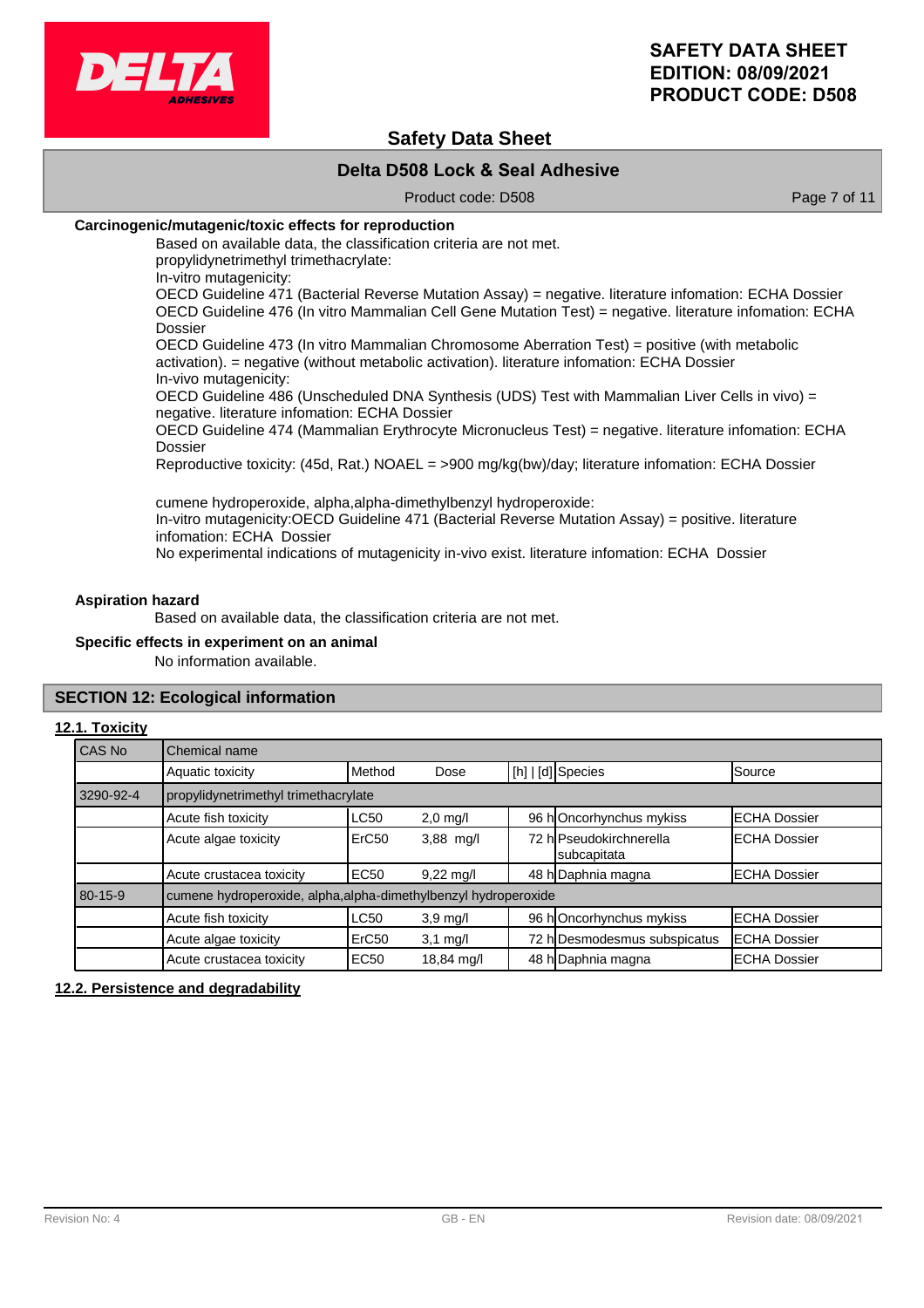**Carcinogenic/mutagenic/toxic effects for reproduction**

Based on available data, the classification criteria are not met.
propylidynetrimethyl trimethacrylate:
In-vitro mutagenicity:
OECD Guideline 471 (Bacterial Reverse Mutation Assay) = negative. literature infomation: ECHA Dossier
OECD Guideline 476 (In vitro Mammalian Cell Gene Mutation Test) = negative. literature infomation: ECHA Dossier
OECD Guideline 473 (In vitro Mammalian Chromosome Aberration Test) = positive (with metabolic activation). = negative (without metabolic activation). literature infomation: ECHA Dossier
In-vivo mutagenicity:
OECD Guideline 486 (Unscheduled DNA Synthesis (UDS) Test with Mammalian Liver Cells in vivo) = negative. literature infomation: ECHA Dossier
OECD Guideline 474 (Mammalian Erythrocyte Micronucleus Test) = negative. literature infomation: ECHA Dossier
Reproductive toxicity: (45d, Rat.) NOAEL = >900 mg/kg(bw)/day; literature infomation: ECHA Dossier

cumene hydroperoxide, alpha,alpha-dimethylbenzyl hydroperoxide:
In-vitro mutagenicity:OECD Guideline 471 (Bacterial Reverse Mutation Assay) = positive. literature infomation: ECHA Dossier
No experimental indications of mutagenicity in-vivo exist. literature infomation: ECHA Dossier

**Aspiration hazard**

Based on available data, the classification criteria are not met.

**Specific effects in experiment on an animal**

No information available.

## SECTION 12: Ecological information

### 12.1. Toxicity

| CAS No | Chemical name | | | | | |
|---|---|---|---|---|---|---|
| | Aquatic toxicity | Method | Dose | [h] \| [d] | Species | Source |
| 3290-92-4 | propylidynetrimethyl trimethacrylate | | | | | |
| | Acute fish toxicity | LC50 | 2,0 mg/l | 96 h | Oncorhynchus mykiss | ECHA Dossier |
| | Acute algae toxicity | ErC50 | 3,88 mg/l | 72 h | Pseudokirchnerella subcapitata | ECHA Dossier |
| | Acute crustacea toxicity | EC50 | 9,22 mg/l | 48 h | Daphnia magna | ECHA Dossier |
| 80-15-9 | cumene hydroperoxide, alpha,alpha-dimethylbenzyl hydroperoxide | | | | | |
| | Acute fish toxicity | LC50 | 3,9 mg/l | 96 h | Oncorhynchus mykiss | ECHA Dossier |
| | Acute algae toxicity | ErC50 | 3,1 mg/l | 72 h | Desmodesmus subspicatus | ECHA Dossier |
| | Acute crustacea toxicity | EC50 | 18,84 mg/l | 48 h | Daphnia magna | ECHA Dossier |

### 12.2. Persistence and degradability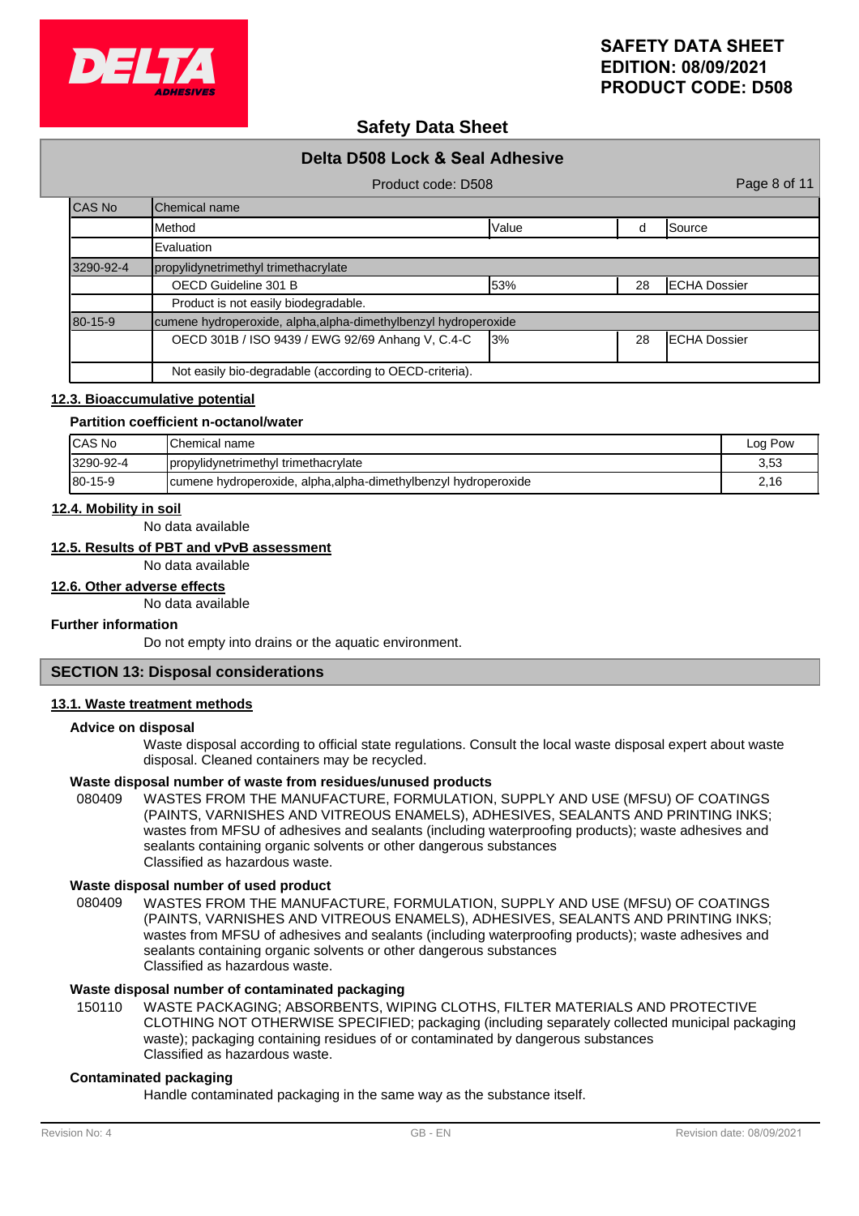| CAS No | Chemical name | | | |
|---|---|---|---|---|
| | Method | Value | d | Source |
| | Evaluation | | | |
| 3290-92-4 | propylidynetrimethyl trimethacrylate | | | |
| | OECD Guideline 301 B | 53% | 28 | ECHA Dossier |
| | Product is not easily biodegradable. | | | |
| 80-15-9 | cumene hydroperoxide, alpha,alpha-dimethylbenzyl hydroperoxide | | | |
| | OECD 301B / ISO 9439 / EWG 92/69 Anhang V, C.4-C | 3% | 28 | ECHA Dossier |
| | Not easily bio-degradable (according to OECD-criteria). | | | |

### 12.3. Bioaccumulative potential

**Partition coefficient n-octanol/water**

| CAS No | Chemical name | Log Pow |
|---|---|---|
| 3290-92-4 | propylidynetrimethyl trimethacrylate | 3,53 |
| 80-15-9 | cumene hydroperoxide, alpha,alpha-dimethylbenzyl hydroperoxide | 2,16 |

### 12.4. Mobility in soil

No data available

### 12.5. Results of PBT and vPvB assessment

No data available

### 12.6. Other adverse effects

No data available

**Further information**

Do not empty into drains or the aquatic environment.

## SECTION 13: Disposal considerations

### 13.1. Waste treatment methods

**Advice on disposal**

Waste disposal according to official state regulations. Consult the local waste disposal expert about waste disposal. Cleaned containers may be recycled.

**Waste disposal number of waste from residues/unused products**

080409 WASTES FROM THE MANUFACTURE, FORMULATION, SUPPLY AND USE (MFSU) OF COATINGS (PAINTS, VARNISHES AND VITREOUS ENAMELS), ADHESIVES, SEALANTS AND PRINTING INKS; wastes from MFSU of adhesives and sealants (including waterproofing products); waste adhesives and sealants containing organic solvents or other dangerous substances
Classified as hazardous waste.

**Waste disposal number of used product**

080409 WASTES FROM THE MANUFACTURE, FORMULATION, SUPPLY AND USE (MFSU) OF COATINGS (PAINTS, VARNISHES AND VITREOUS ENAMELS), ADHESIVES, SEALANTS AND PRINTING INKS; wastes from MFSU of adhesives and sealants (including waterproofing products); waste adhesives and sealants containing organic solvents or other dangerous substances
Classified as hazardous waste.

**Waste disposal number of contaminated packaging**

150110 WASTE PACKAGING; ABSORBENTS, WIPING CLOTHS, FILTER MATERIALS AND PROTECTIVE CLOTHING NOT OTHERWISE SPECIFIED; packaging (including separately collected municipal packaging waste); packaging containing residues of or contaminated by dangerous substances
Classified as hazardous waste.

**Contaminated packaging**

Handle contaminated packaging in the same way as the substance itself.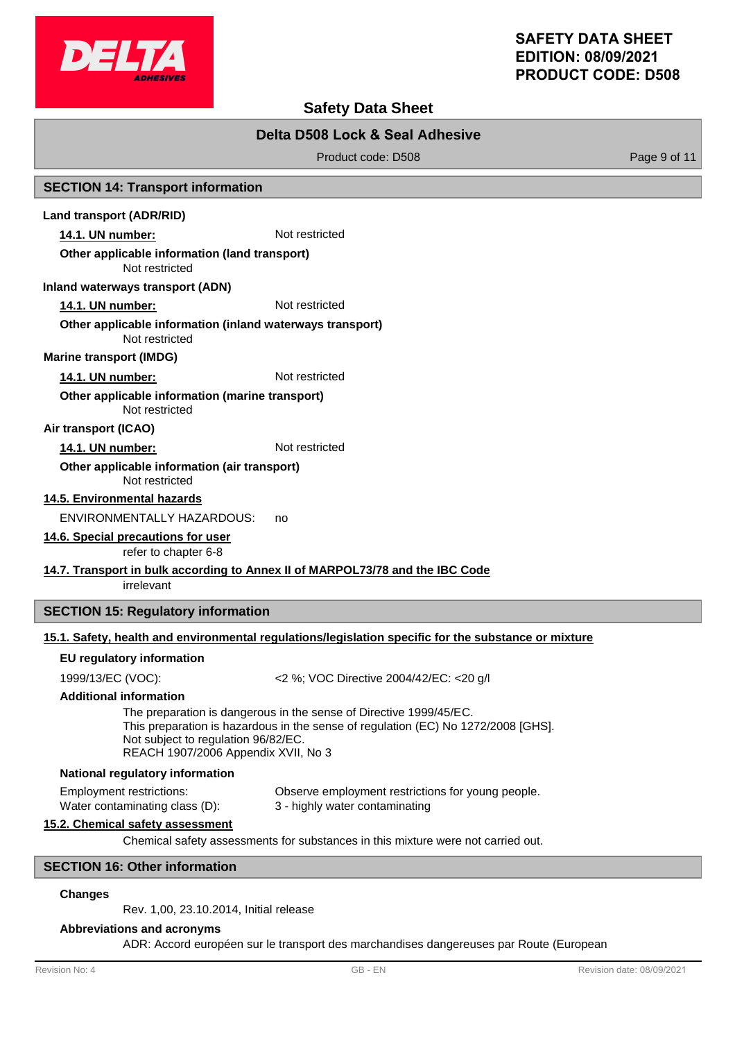## SECTION 14: Transport information

**Land transport (ADR/RID)**

**14.1. UN number:** Not restricted

**Other applicable information (land transport)**

Not restricted

**Inland waterways transport (ADN)**

**14.1. UN number:** Not restricted

**Other applicable information (inland waterways transport)**

Not restricted

**Marine transport (IMDG)**

**14.1. UN number:** Not restricted

**Other applicable information (marine transport)**

Not restricted

**Air transport (ICAO)**

**14.1. UN number:** Not restricted

**Other applicable information (air transport)**

Not restricted

**14.5. Environmental hazards**

ENVIRONMENTALLY HAZARDOUS: no

**14.6. Special precautions for user**

refer to chapter 6-8

**14.7. Transport in bulk according to Annex II of MARPOL73/78 and the IBC Code**

irrelevant

## SECTION 15: Regulatory information

**15.1. Safety, health and environmental regulations/legislation specific for the substance or mixture**

**EU regulatory information**

1999/13/EC (VOC): <2 %; VOC Directive 2004/42/EC: <20 g/l

**Additional information**

The preparation is dangerous in the sense of Directive 1999/45/EC.
This preparation is hazardous in the sense of regulation (EC) No 1272/2008 [GHS].
Not subject to regulation 96/82/EC.
REACH 1907/2006 Appendix XVII, No 3

**National regulatory information**

Employment restrictions: Observe employment restrictions for young people.
Water contaminating class (D): 3 - highly water contaminating

**15.2. Chemical safety assessment**

Chemical safety assessments for substances in this mixture were not carried out.

## SECTION 16: Other information

**Changes**

Rev. 1,00, 23.10.2014, Initial release

**Abbreviations and acronyms**

ADR: Accord européen sur le transport des marchandises dangereuses par Route (European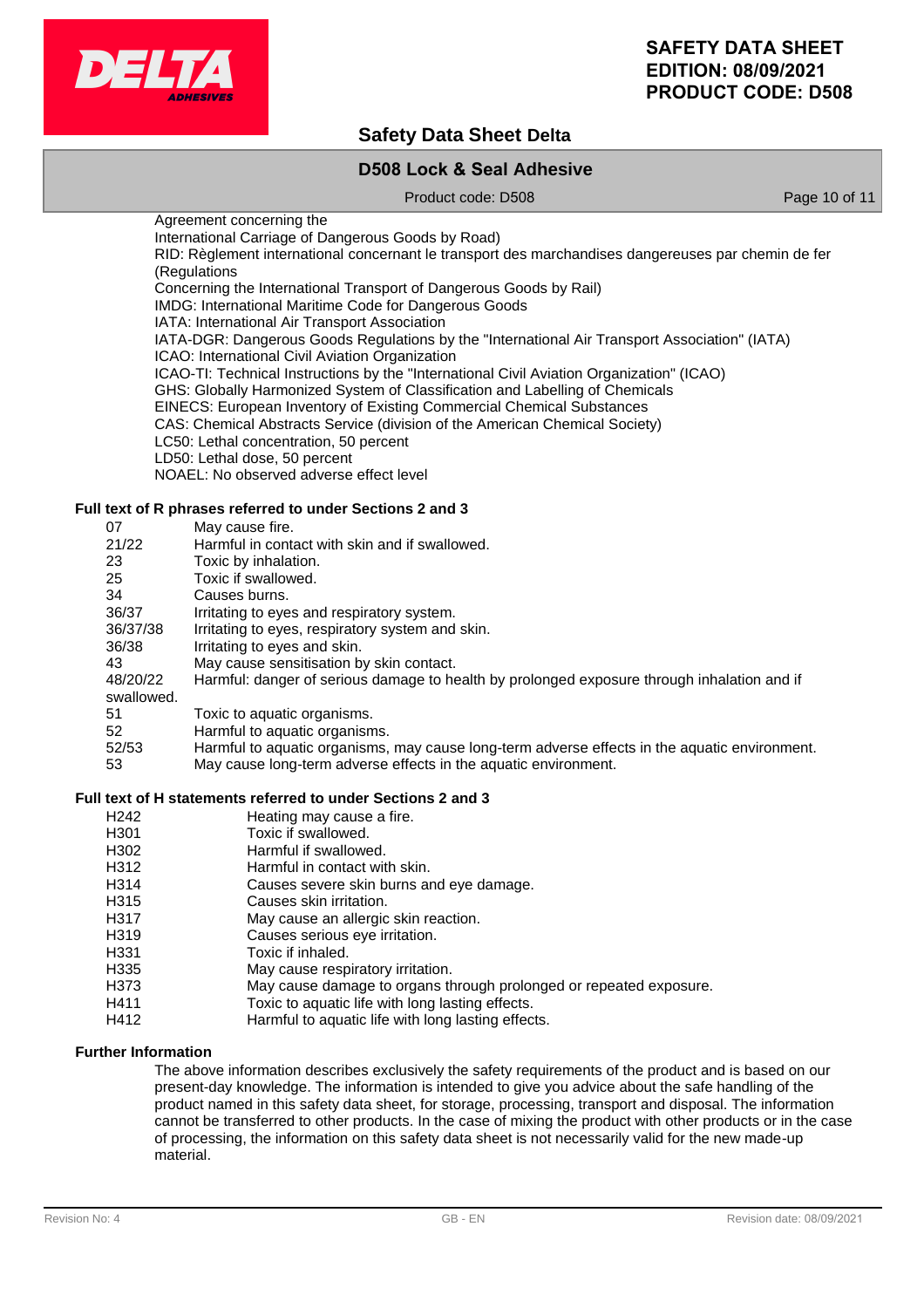Agreement concerning the
International Carriage of Dangerous Goods by Road)
RID: Règlement international concernant le transport des marchandises dangereuses par chemin de fer (Regulations
Concerning the International Transport of Dangerous Goods by Rail)
IMDG: International Maritime Code for Dangerous Goods
IATA: International Air Transport Association
IATA-DGR: Dangerous Goods Regulations by the "International Air Transport Association" (IATA)
ICAO: International Civil Aviation Organization
ICAO-TI: Technical Instructions by the "International Civil Aviation Organization" (ICAO)
GHS: Globally Harmonized System of Classification and Labelling of Chemicals
EINECS: European Inventory of Existing Commercial Chemical Substances
CAS: Chemical Abstracts Service (division of the American Chemical Society)
LC50: Lethal concentration, 50 percent
LD50: Lethal dose, 50 percent
NOAEL: No observed adverse effect level

**Full text of R phrases referred to under Sections 2 and 3**

| | |
|---|---|
| 07 | May cause fire. |
| 21/22 | Harmful in contact with skin and if swallowed. |
| 23 | Toxic by inhalation. |
| 25 | Toxic if swallowed. |
| 34 | Causes burns. |
| 36/37 | Irritating to eyes and respiratory system. |
| 36/37/38 | Irritating to eyes, respiratory system and skin. |
| 36/38 | Irritating to eyes and skin. |
| 43 | May cause sensitisation by skin contact. |
| 48/20/22 | Harmful: danger of serious damage to health by prolonged exposure through inhalation and if swallowed. |
| 51 | Toxic to aquatic organisms. |
| 52 | Harmful to aquatic organisms. |
| 52/53 | Harmful to aquatic organisms, may cause long-term adverse effects in the aquatic environment. |
| 53 | May cause long-term adverse effects in the aquatic environment. |

**Full text of H statements referred to under Sections 2 and 3**

| | |
|---|---|
| H242 | Heating may cause a fire. |
| H301 | Toxic if swallowed. |
| H302 | Harmful if swallowed. |
| H312 | Harmful in contact with skin. |
| H314 | Causes severe skin burns and eye damage. |
| H315 | Causes skin irritation. |
| H317 | May cause an allergic skin reaction. |
| H319 | Causes serious eye irritation. |
| H331 | Toxic if inhaled. |
| H335 | May cause respiratory irritation. |
| H373 | May cause damage to organs through prolonged or repeated exposure. |
| H411 | Toxic to aquatic life with long lasting effects. |
| H412 | Harmful to aquatic life with long lasting effects. |

**Further Information**

The above information describes exclusively the safety requirements of the product and is based on our present-day knowledge. The information is intended to give you advice about the safe handling of the product named in this safety data sheet, for storage, processing, transport and disposal. The information cannot be transferred to other products. In the case of mixing the product with other products or in the case of processing, the information on this safety data sheet is not necessarily valid for the new made-up material.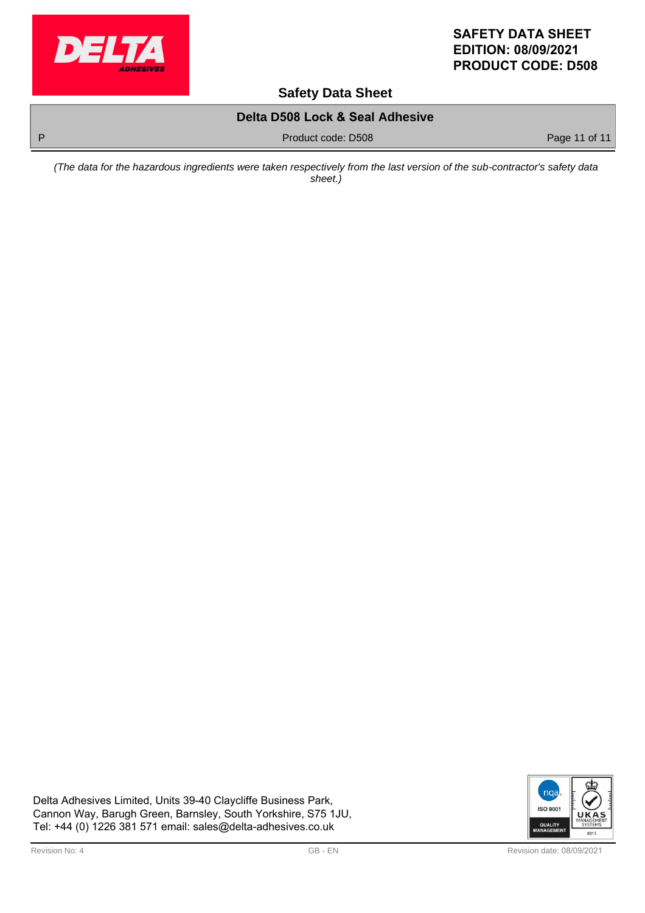*(The data for the hazardous ingredients were taken respectively from the last version of the sub-contractor's safety data sheet.)*

Delta Adhesives Limited, Units 39-40 Claycliffe Business Park, Cannon Way, Barugh Green, Barnsley, South Yorkshire, S75 1JU, Tel: +44 (0) 1226 381 571 email: sales@delta-adhesives.co.uk